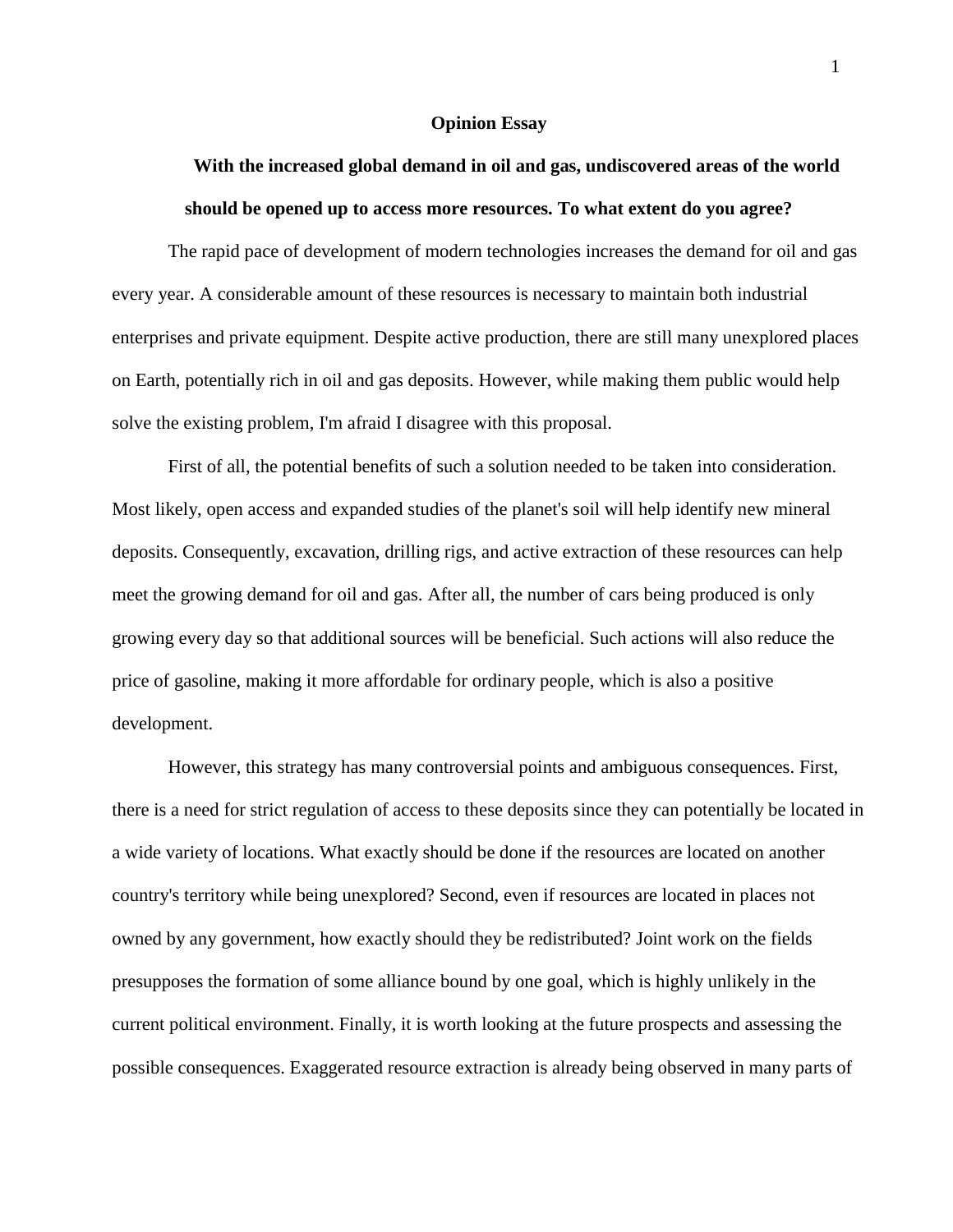**Opinion Essay**

**With the increased global demand in oil and gas, undiscovered areas of the world should be opened up to access more resources. To what extent do you agree?**

The rapid pace of development of modern technologies increases the demand for oil and gas every year. A considerable amount of these resources is necessary to maintain both industrial enterprises and private equipment. Despite active production, there are still many unexplored places on Earth, potentially rich in oil and gas deposits. However, while making them public would help solve the existing problem, I'm afraid I disagree with this proposal.

First of all, the potential benefits of such a solution needed to be taken into consideration. Most likely, open access and expanded studies of the planet's soil will help identify new mineral deposits. Consequently, excavation, drilling rigs, and active extraction of these resources can help meet the growing demand for oil and gas. After all, the number of cars being produced is only growing every day so that additional sources will be beneficial. Such actions will also reduce the price of gasoline, making it more affordable for ordinary people, which is also a positive development.

However, this strategy has many controversial points and ambiguous consequences. First, there is a need for strict regulation of access to these deposits since they can potentially be located in a wide variety of locations. What exactly should be done if the resources are located on another country's territory while being unexplored? Second, even if resources are located in places not owned by any government, how exactly should they be redistributed? Joint work on the fields presupposes the formation of some alliance bound by one goal, which is highly unlikely in the current political environment. Finally, it is worth looking at the future prospects and assessing the possible consequences. Exaggerated resource extraction is already being observed in many parts of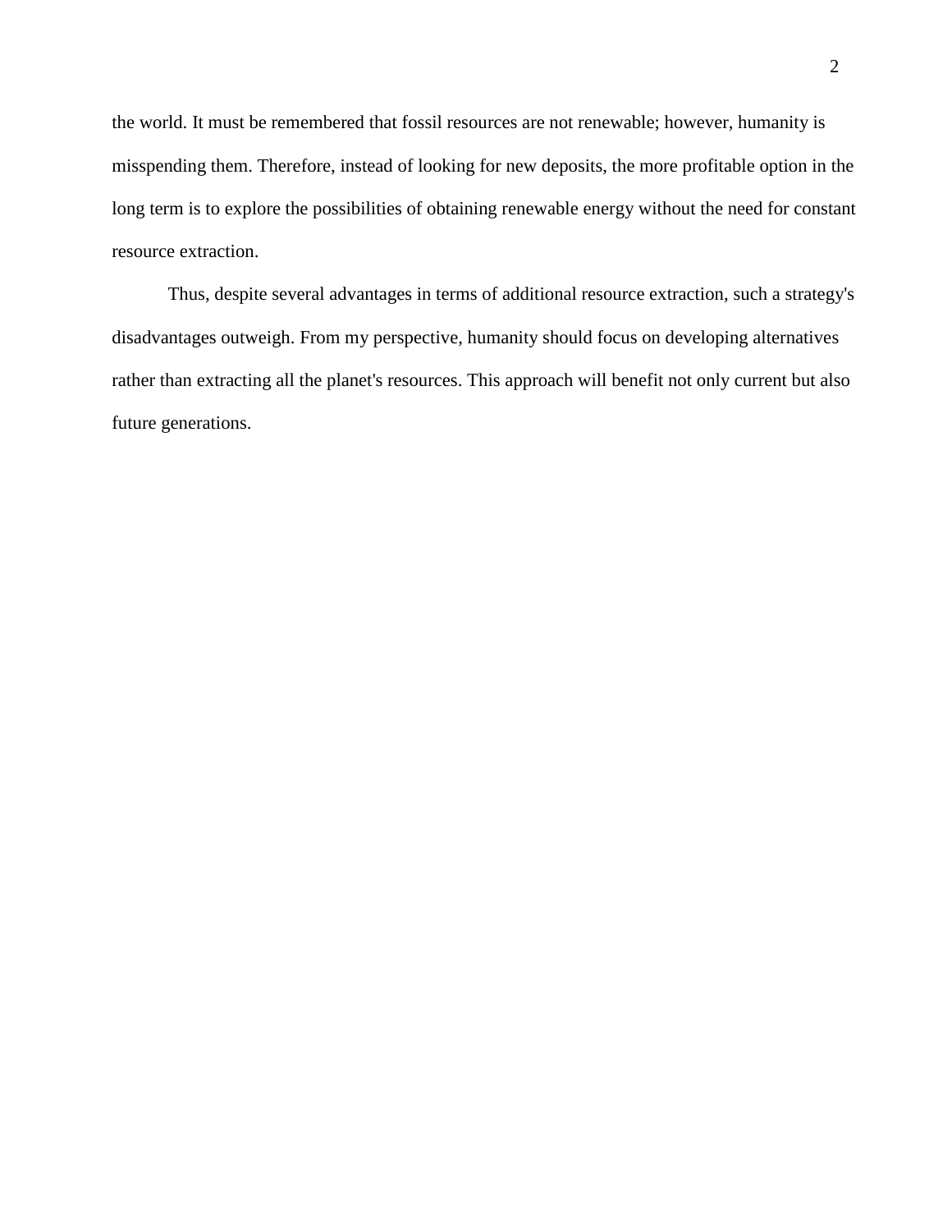the world. It must be remembered that fossil resources are not renewable; however, humanity is misspending them. Therefore, instead of looking for new deposits, the more profitable option in the long term is to explore the possibilities of obtaining renewable energy without the need for constant resource extraction.

Thus, despite several advantages in terms of additional resource extraction, such a strategy's disadvantages outweigh. From my perspective, humanity should focus on developing alternatives rather than extracting all the planet's resources. This approach will benefit not only current but also future generations.